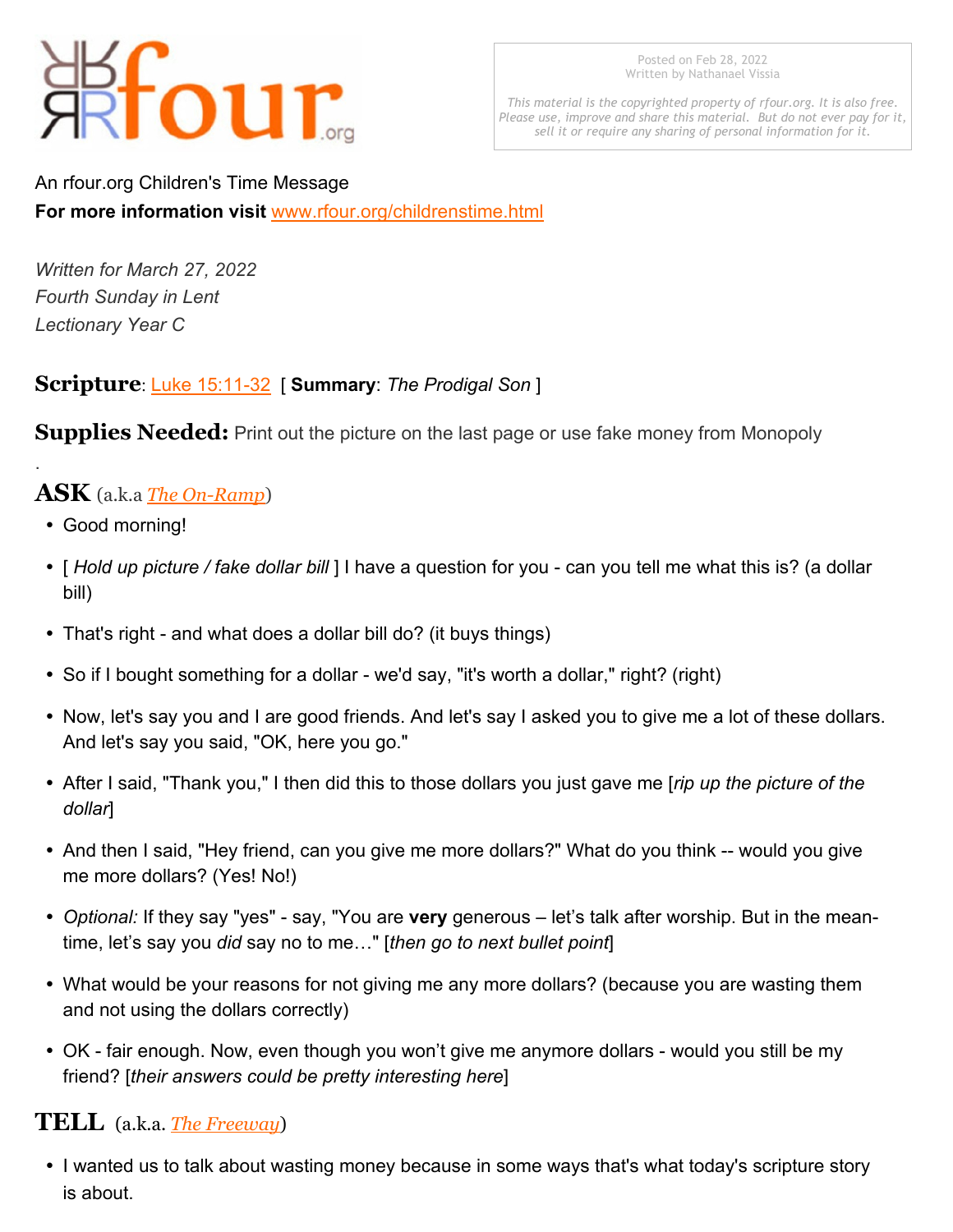rfour.org

Posted on Feb 28, 2022
Written by Nathanael Vissia

*This material is the copyrighted property of rfour.org. It is also free. Please use, improve and share this material. But do not ever pay for it, sell it or require any sharing of personal information for it.*

An rfour.org Children's Time Message
**For more information visit** [www.rfour.org/childrenstime.html](www.rfour.org/childrenstime.html)

*Written for March 27, 2022*
*Fourth Sunday in Lent*
*Lectionary Year C*

**Scripture**: [Luke 15:11-32](Luke 15:11-32) [ **Summary**: *The Prodigal Son* ]

**Supplies Needed:** Print out the picture on the last page or use fake money from Monopoly

.

## ASK (a.k.a *The On-Ramp*)

- Good morning!
- [ *Hold up picture / fake dollar bill* ] I have a question for you - can you tell me what this is? (a dollar bill)
- That's right - and what does a dollar bill do? (it buys things)
- So if I bought something for a dollar - we'd say, "it's worth a dollar," right? (right)
- Now, let's say you and I are good friends. And let's say I asked you to give me a lot of these dollars. And let's say you said, "OK, here you go."
- After I said, "Thank you," I then did this to those dollars you just gave me [*rip up the picture of the dollar*]
- And then I said, "Hey friend, can you give me more dollars?" What do you think -- would you give me more dollars? (Yes! No!)
- *Optional:* If they say "yes" - say, "You are **very** generous – let's talk after worship. But in the meantime, let's say you *did* say no to me…" [*then go to next bullet point*]
- What would be your reasons for not giving me any more dollars? (because you are wasting them and not using the dollars correctly)
- OK - fair enough. Now, even though you won't give me anymore dollars - would you still be my friend? [*their answers could be pretty interesting here*]

## TELL (a.k.a. *The Freeway*)

- I wanted us to talk about wasting money because in some ways that's what today's scripture story is about.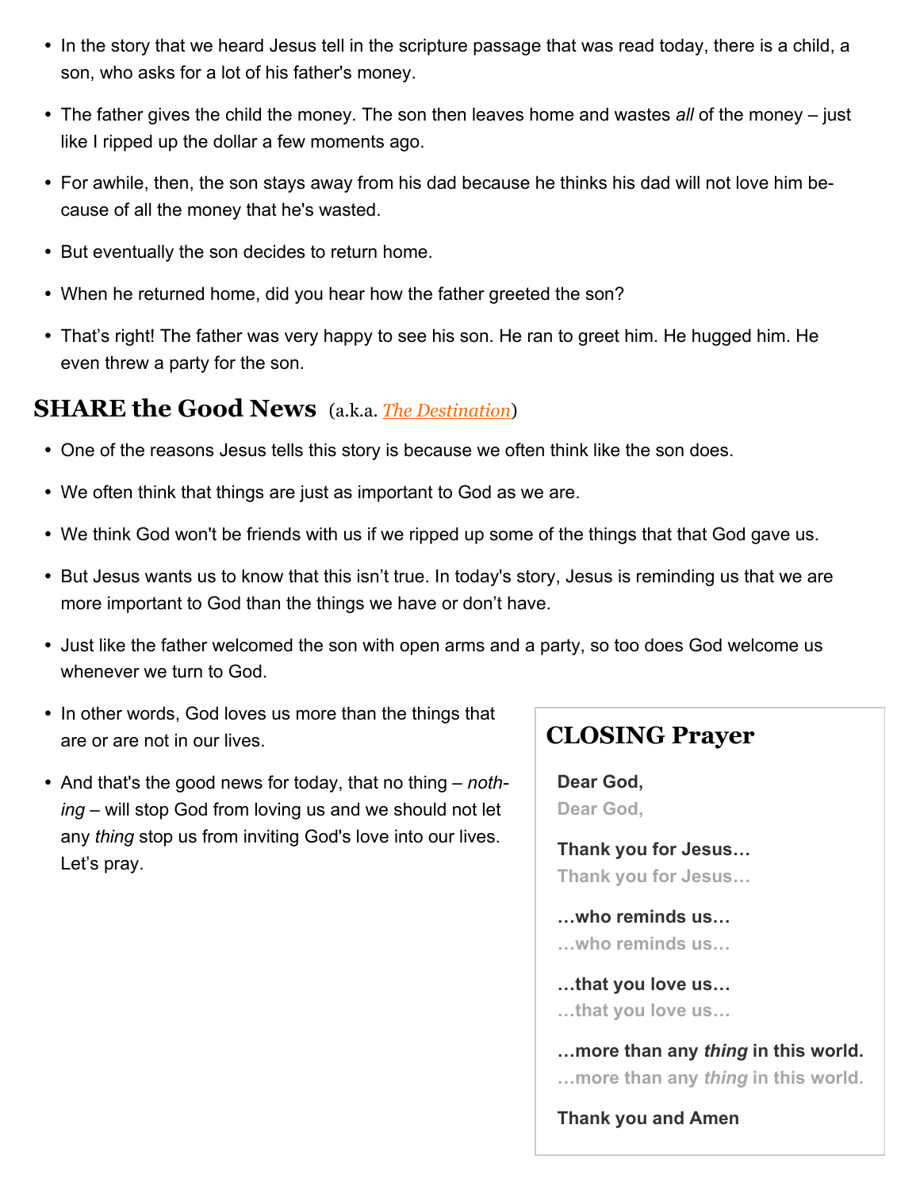- In the story that we heard Jesus tell in the scripture passage that was read today, there is a child, a son, who asks for a lot of his father's money.
- The father gives the child the money. The son then leaves home and wastes *all* of the money – just like I ripped up the dollar a few moments ago.
- For awhile, then, the son stays away from his dad because he thinks his dad will not love him because of all the money that he's wasted.
- But eventually the son decides to return home.
- When he returned home, did you hear how the father greeted the son?
- That's right! The father was very happy to see his son. He ran to greet him. He hugged him. He even threw a party for the son.

## SHARE the Good News (a.k.a. *The Destination*)

- One of the reasons Jesus tells this story is because we often think like the son does.
- We often think that things are just as important to God as we are.
- We think God won't be friends with us if we ripped up some of the things that that God gave us.
- But Jesus wants us to know that this isn't true. In today's story, Jesus is reminding us that we are more important to God than the things we have or don't have.
- Just like the father welcomed the son with open arms and a party, so too does God welcome us whenever we turn to God.
- In other words, God loves us more than the things that are or are not in our lives.
- And that's the good news for today, that no thing – *nothing* – will stop God from loving us and we should not let any *thing* stop us from inviting God's love into our lives. Let's pray.

## CLOSING Prayer

**Dear God,**
Dear God,

**Thank you for Jesus…**
Thank you for Jesus…

**…who reminds us…**
…who reminds us…

**…that you love us…**
…that you love us…

**…more than any *thing* in this world.**
…more than any *thing* in this world.

**Thank you and Amen**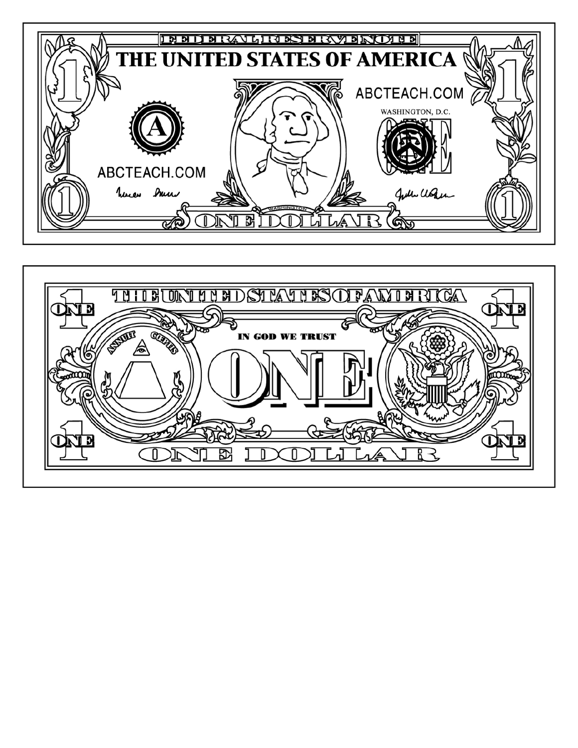FEDERAL RESERVE NOTE

THE UNITED STATES OF AMERICA

ABCTEACH.COM

WASHINGTON, D.C.

ONE

ABCTEACH.COM

WASHINGTON

ONE DOLLAR

THE UNITED STATES OF AMERICA

ONE

ANNUIT COEPTIS

IN GOD WE TRUST

ONE

ONE DOLLAR